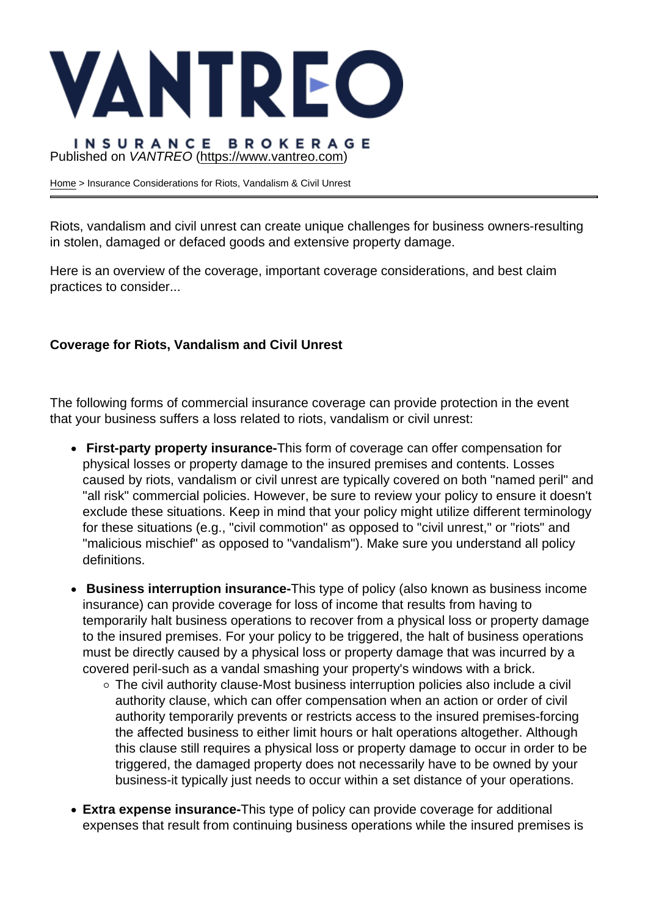# VANTREO

INSURANCE BROKERAGE

Published on *VANTREO* (https://www.vantreo.com)

Home > Insurance Considerations for Riots, Vandalism & Civil Unrest

Riots, vandalism and civil unrest can create unique challenges for business owners-resulting in stolen, damaged or defaced goods and extensive property damage.

Here is an overview of the coverage, important coverage considerations, and best claim practices to consider...

**Coverage for Riots, Vandalism and Civil Unrest**

The following forms of commercial insurance coverage can provide protection in the event that your business suffers a loss related to riots, vandalism or civil unrest:

- **First-party property insurance-**This form of coverage can offer compensation for physical losses or property damage to the insured premises and contents. Losses caused by riots, vandalism or civil unrest are typically covered on both "named peril" and "all risk" commercial policies. However, be sure to review your policy to ensure it doesn't exclude these situations. Keep in mind that your policy might utilize different terminology for these situations (e.g., "civil commotion" as opposed to "civil unrest," or "riots" and "malicious mischief" as opposed to "vandalism"). Make sure you understand all policy definitions.
- **Business interruption insurance-**This type of policy (also known as business income insurance) can provide coverage for loss of income that results from having to temporarily halt business operations to recover from a physical loss or property damage to the insured premises. For your policy to be triggered, the halt of business operations must be directly caused by a physical loss or property damage that was incurred by a covered peril-such as a vandal smashing your property's windows with a brick.
    - The civil authority clause-Most business interruption policies also include a civil authority clause, which can offer compensation when an action or order of civil authority temporarily prevents or restricts access to the insured premises-forcing the affected business to either limit hours or halt operations altogether. Although this clause still requires a physical loss or property damage to occur in order to be triggered, the damaged property does not necessarily have to be owned by your business-it typically just needs to occur within a set distance of your operations.
- **Extra expense insurance-**This type of policy can provide coverage for additional expenses that result from continuing business operations while the insured premises is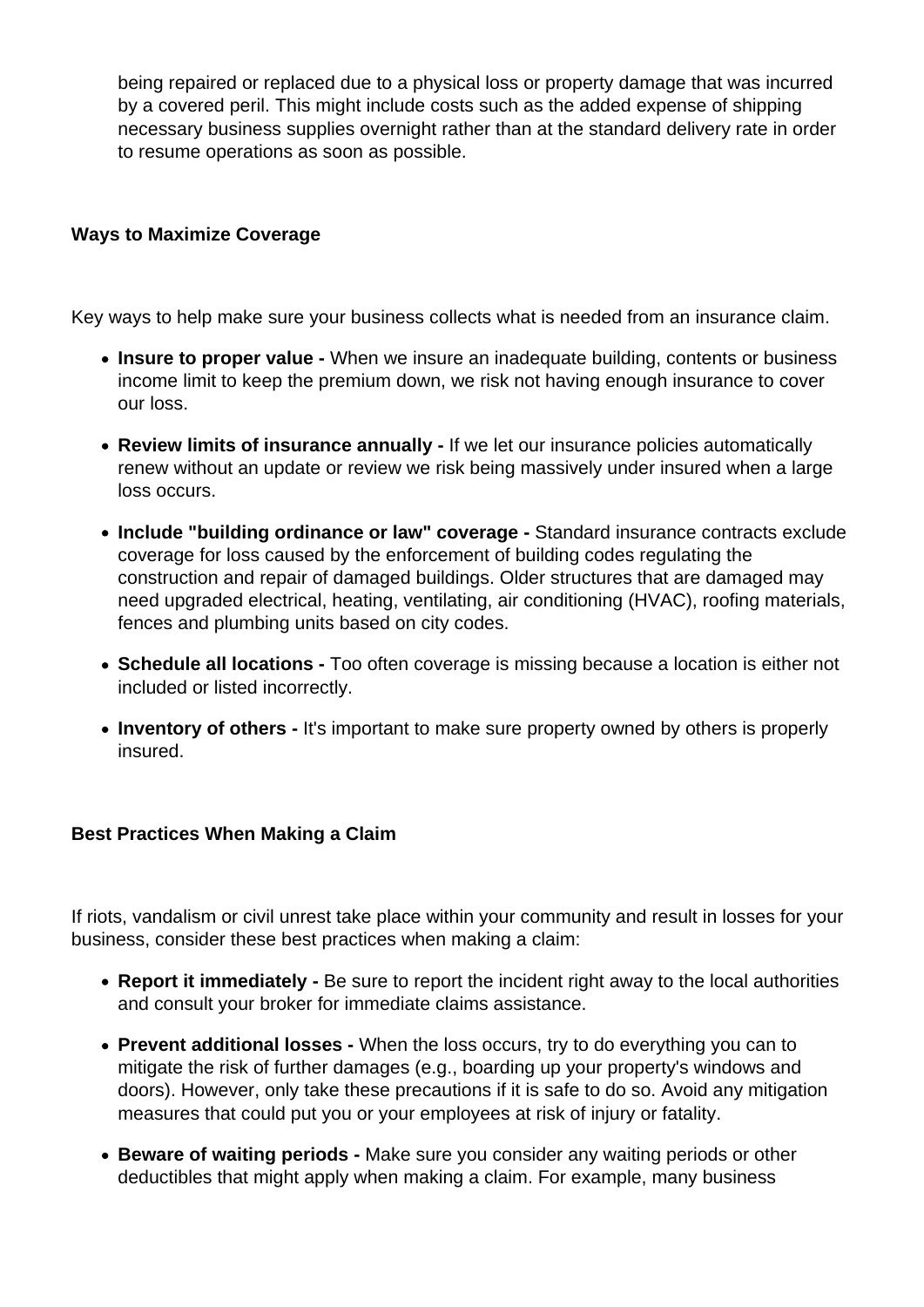being repaired or replaced due to a physical loss or property damage that was incurred by a covered peril. This might include costs such as the added expense of shipping necessary business supplies overnight rather than at the standard delivery rate in order to resume operations as soon as possible.

**Ways to Maximize Coverage**

Key ways to help make sure your business collects what is needed from an insurance claim.

- **Insure to proper value -** When we insure an inadequate building, contents or business income limit to keep the premium down, we risk not having enough insurance to cover our loss.
- **Review limits of insurance annually -** If we let our insurance policies automatically renew without an update or review we risk being massively under insured when a large loss occurs.
- **Include "building ordinance or law" coverage -** Standard insurance contracts exclude coverage for loss caused by the enforcement of building codes regulating the construction and repair of damaged buildings. Older structures that are damaged may need upgraded electrical, heating, ventilating, air conditioning (HVAC), roofing materials, fences and plumbing units based on city codes.
- **Schedule all locations -** Too often coverage is missing because a location is either not included or listed incorrectly.
- **Inventory of others -** It's important to make sure property owned by others is properly insured.

**Best Practices When Making a Claim**

If riots, vandalism or civil unrest take place within your community and result in losses for your business, consider these best practices when making a claim:

- **Report it immediately -** Be sure to report the incident right away to the local authorities and consult your broker for immediate claims assistance.
- **Prevent additional losses -** When the loss occurs, try to do everything you can to mitigate the risk of further damages (e.g., boarding up your property's windows and doors). However, only take these precautions if it is safe to do so. Avoid any mitigation measures that could put you or your employees at risk of injury or fatality.
- **Beware of waiting periods -** Make sure you consider any waiting periods or other deductibles that might apply when making a claim. For example, many business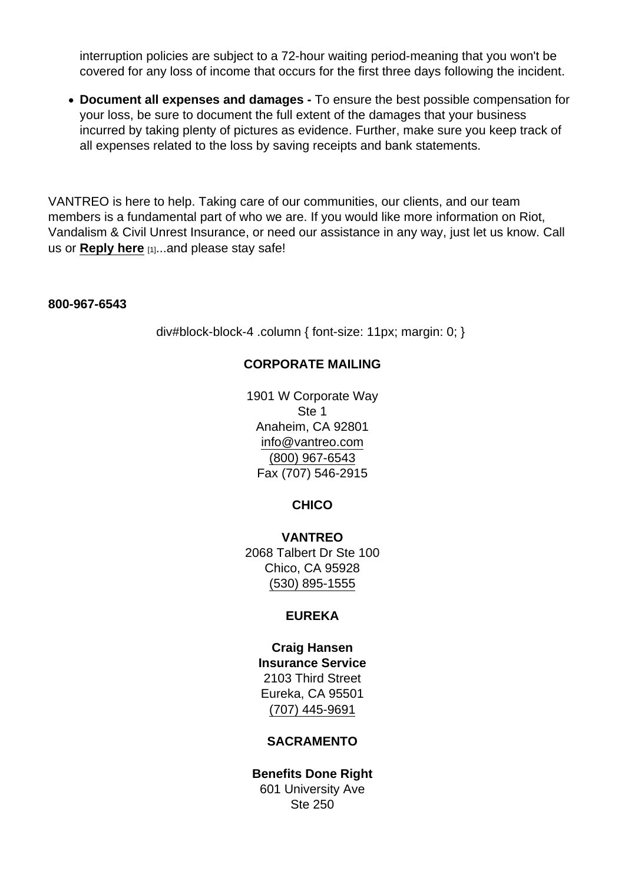interruption policies are subject to a 72-hour waiting period-meaning that you won't be covered for any loss of income that occurs for the first three days following the incident.

- **Document all expenses and damages -** To ensure the best possible compensation for your loss, be sure to document the full extent of the damages that your business incurred by taking plenty of pictures as evidence. Further, make sure you keep track of all expenses related to the loss by saving receipts and bank statements.

VANTREO is here to help. Taking care of our communities, our clients, and our team members is a fundamental part of who we are. If you would like more information on Riot, Vandalism & Civil Unrest Insurance, or need our assistance in any way, just let us know. Call us or **Reply here** [1]...and please stay safe!

**800-967-6543**

div#block-block-4 .column { font-size: 11px; margin: 0; }

**CORPORATE MAILING**

1901 W Corporate Way
Ste 1
Anaheim, CA 92801
info@vantreo.com
(800) 967-6543
Fax (707) 546-2915

**CHICO**

**VANTREO**
2068 Talbert Dr Ste 100
Chico, CA 95928
(530) 895-1555

**EUREKA**

**Craig Hansen**
**Insurance Service**
2103 Third Street
Eureka, CA 95501
(707) 445-9691

**SACRAMENTO**

**Benefits Done Right**
601 University Ave
Ste 250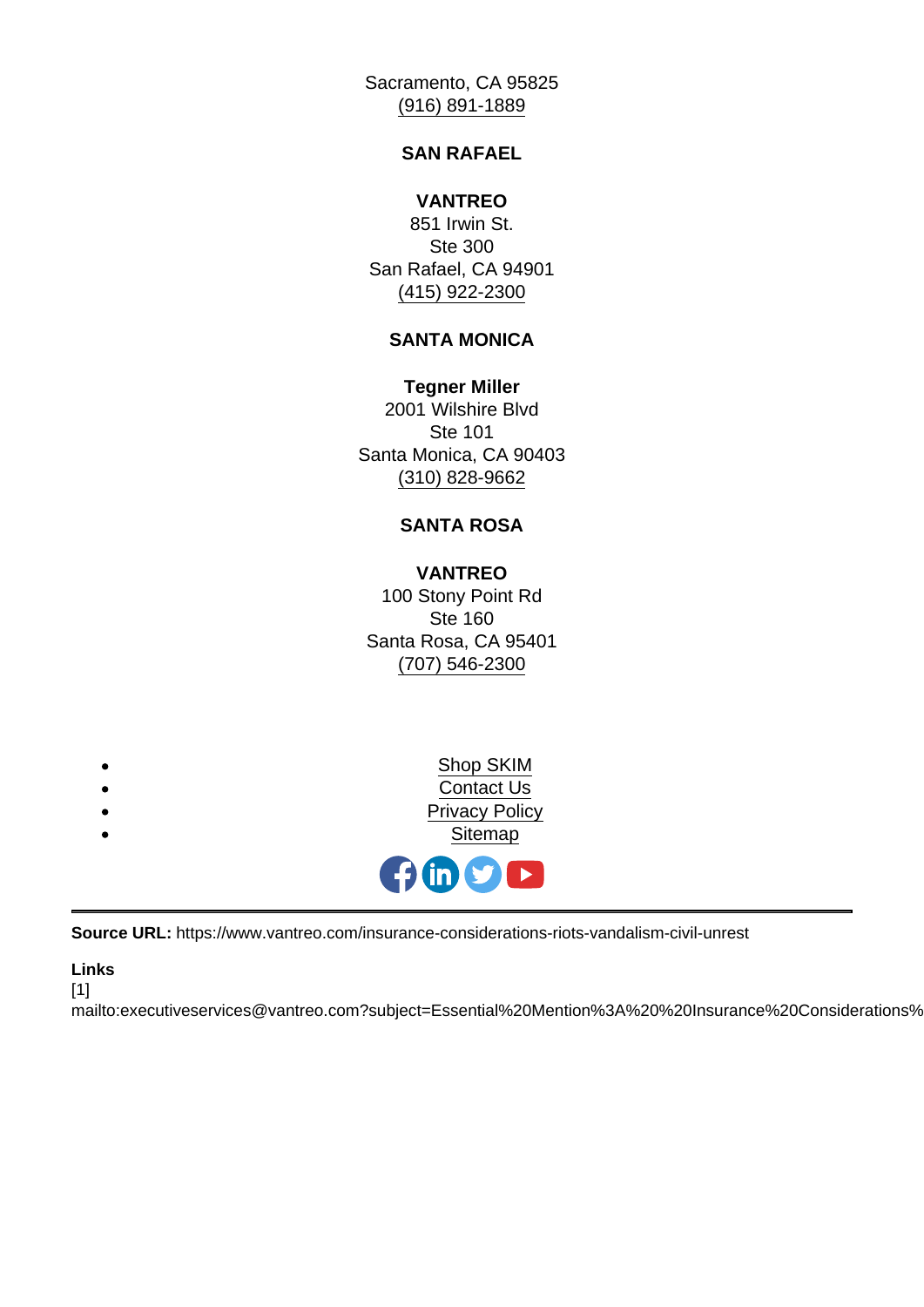Sacramento, CA 95825
(916) 891-1889

**SAN RAFAEL**

**VANTREO**
851 Irwin St.
Ste 300
San Rafael, CA 94901
(415) 922-2300

**SANTA MONICA**

**Tegner Miller**
2001 Wilshire Blvd
Ste 101
Santa Monica, CA 90403
(310) 828-9662

**SANTA ROSA**

**VANTREO**
100 Stony Point Rd
Ste 160
Santa Rosa, CA 95401
(707) 546-2300

- Shop SKIM
- Contact Us
- Privacy Policy
- Sitemap

---

**Source URL:** https://www.vantreo.com/insurance-considerations-riots-vandalism-civil-unrest

**Links**
[1] mailto:executiveservices@vantreo.com?subject=Essential%20Mention%3A%20%20Insurance%20Considerations%